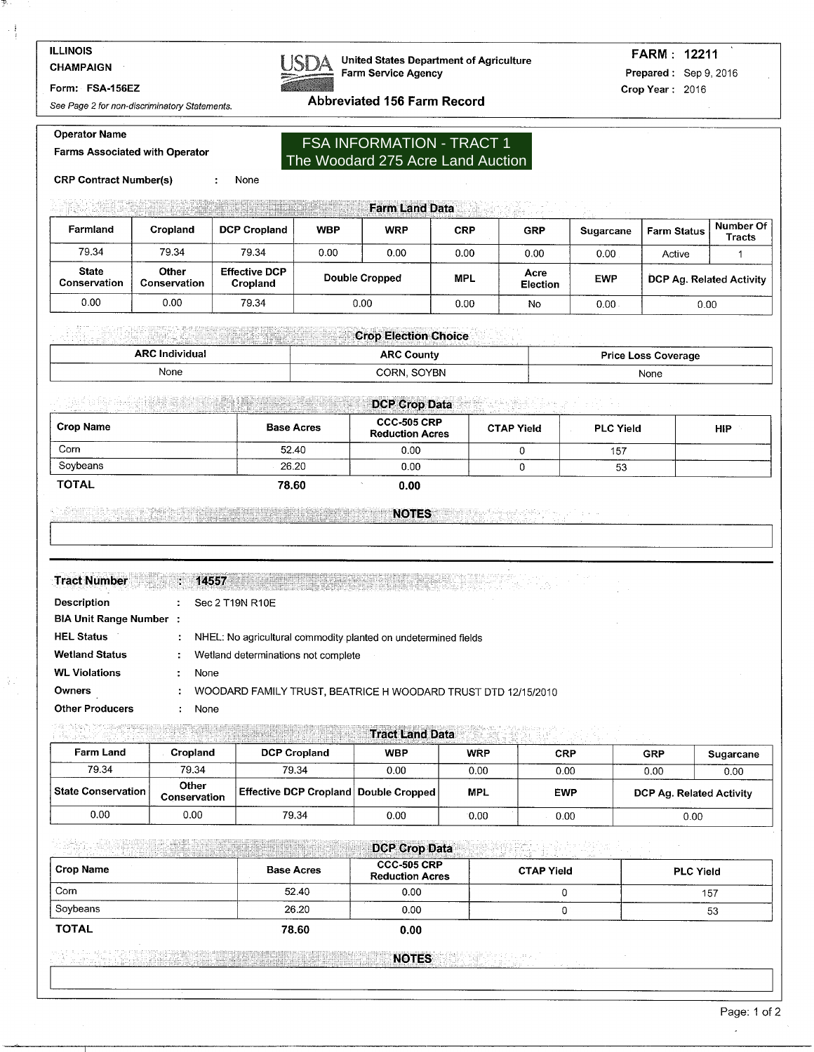ILLINOIS
CHAMPAIGN

Form: FSA-156EZ

*See Page 2 for non-discriminatory Statements.*

**United States Department of Agriculture**
**Farm Service Agency**

## Abbreviated 156 Farm Record

**FARM : 12211**
**Prepared :** Sep 9, 2016
**Crop Year :** 2016

**Operator Name**

**Farms Associated with Operator**

**FSA INFORMATION - TRACT 1**
**The Woodard 275 Acre Land Auction**

**CRP Contract Number(s)** : None

### Farm Land Data

| Farmland | Cropland | DCP Cropland | WBP | WRP | CRP | GRP | Sugarcane | Farm Status | Number Of Tracts |
|---|---|---|---|---|---|---|---|---|---|
| 79.34 | 79.34 | 79.34 | 0.00 | 0.00 | 0.00 | 0.00 | 0.00 | Active | 1 |
| **State Conservation** | **Other Conservation** | **Effective DCP Cropland** | **Double Cropped** | | **MPL** | **Acre Election** | **EWP** | **DCP Ag. Related Activity** | |
| 0.00 | 0.00 | 79.34 | 0.00 | | 0.00 | No | 0.00 | 0.00 | |

### Crop Election Choice

| ARC Individual | ARC County | Price Loss Coverage |
|---|---|---|
| None | CORN, SOYBN | None |

### DCP Crop Data

| Crop Name | Base Acres | CCC-505 CRP Reduction Acres | CTAP Yield | PLC Yield | HIP |
|---|---|---|---|---|---|
| Corn | 52.40 | 0.00 | 0 | 157 | |
| Soybeans | 26.20 | 0.00 | 0 | 53 | |
| **TOTAL** | **78.60** | **0.00** | | | |

### NOTES

**Tract Number** : **14557**

**Description** : Sec 2 T19N R10E

**BIA Unit Range Number** :

**HEL Status** : NHEL: No agricultural commodity planted on undetermined fields

**Wetland Status** : Wetland determinations not complete

**WL Violations** : None

**Owners** : WOODARD FAMILY TRUST, BEATRICE H WOODARD TRUST DTD 12/15/2010

**Other Producers** : None

### Tract Land Data

| Farm Land | Cropland | DCP Cropland | WBP | WRP | CRP | GRP | Sugarcane |
|---|---|---|---|---|---|---|---|
| 79.34 | 79.34 | 79.34 | 0.00 | 0.00 | 0.00 | 0.00 | 0.00 |
| **State Conservation** | **Other Conservation** | **Effective DCP Cropland** | **Double Cropped** | **MPL** | **EWP** | **DCP Ag. Related Activity** | |
| 0.00 | 0.00 | 79.34 | 0.00 | 0.00 | 0.00 | 0.00 | |

### DCP Crop Data

| Crop Name | Base Acres | CCC-505 CRP Reduction Acres | CTAP Yield | PLC Yield |
|---|---|---|---|---|
| Corn | 52.40 | 0.00 | 0 | 157 |
| Soybeans | 26.20 | 0.00 | 0 | 53 |
| **TOTAL** | **78.60** | **0.00** | | |

### NOTES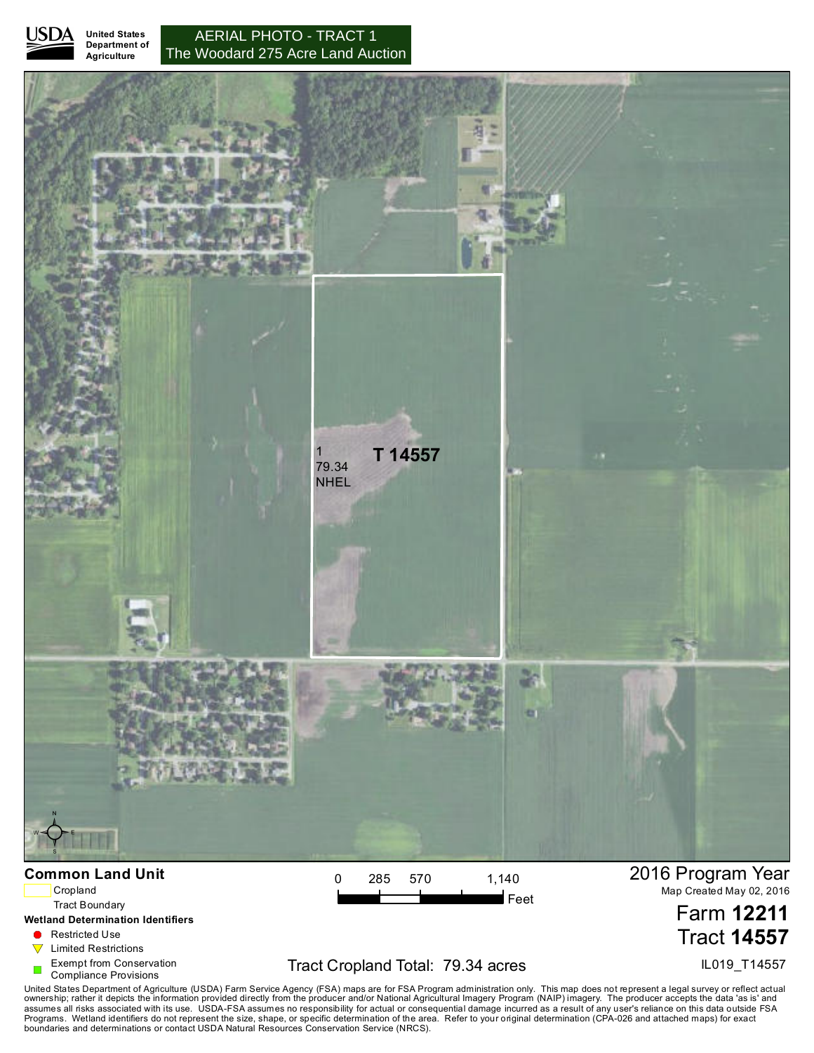United States Department of Agriculture

# AERIAL PHOTO - TRACT 1
## The Woodard 275 Acre Land Auction

1
79.34
NHEL

T 14557

**Common Land Unit**

Cropland

Tract Boundary

**Wetland Determination Identifiers**

- Restricted Use
- Limited Restrictions
- Exempt from Conservation Compliance Provisions

0 285 570 1,140 Feet

Tract Cropland Total: 79.34 acres

2016 Program Year

Map Created May 02, 2016

Farm **12211**

Tract **14557**

IL019_T14557

United States Department of Agriculture (USDA) Farm Service Agency (FSA) maps are for FSA Program administration only. This map does not represent a legal survey or reflect actual ownership; rather it depicts the information provided directly from the producer and/or National Agricultural Imagery Program (NAIP) imagery. The producer accepts the data 'as is' and assumes all risks associated with its use. USDA-FSA assumes no responsibility for actual or consequential damage incurred as a result of any user's reliance on this data outside FSA Programs. Wetland identifiers do not represent the size, shape, or specific determination of the area. Refer to your original determination (CPA-026 and attached maps) for exact boundaries and determinations or contact USDA Natural Resources Conservation Service (NRCS).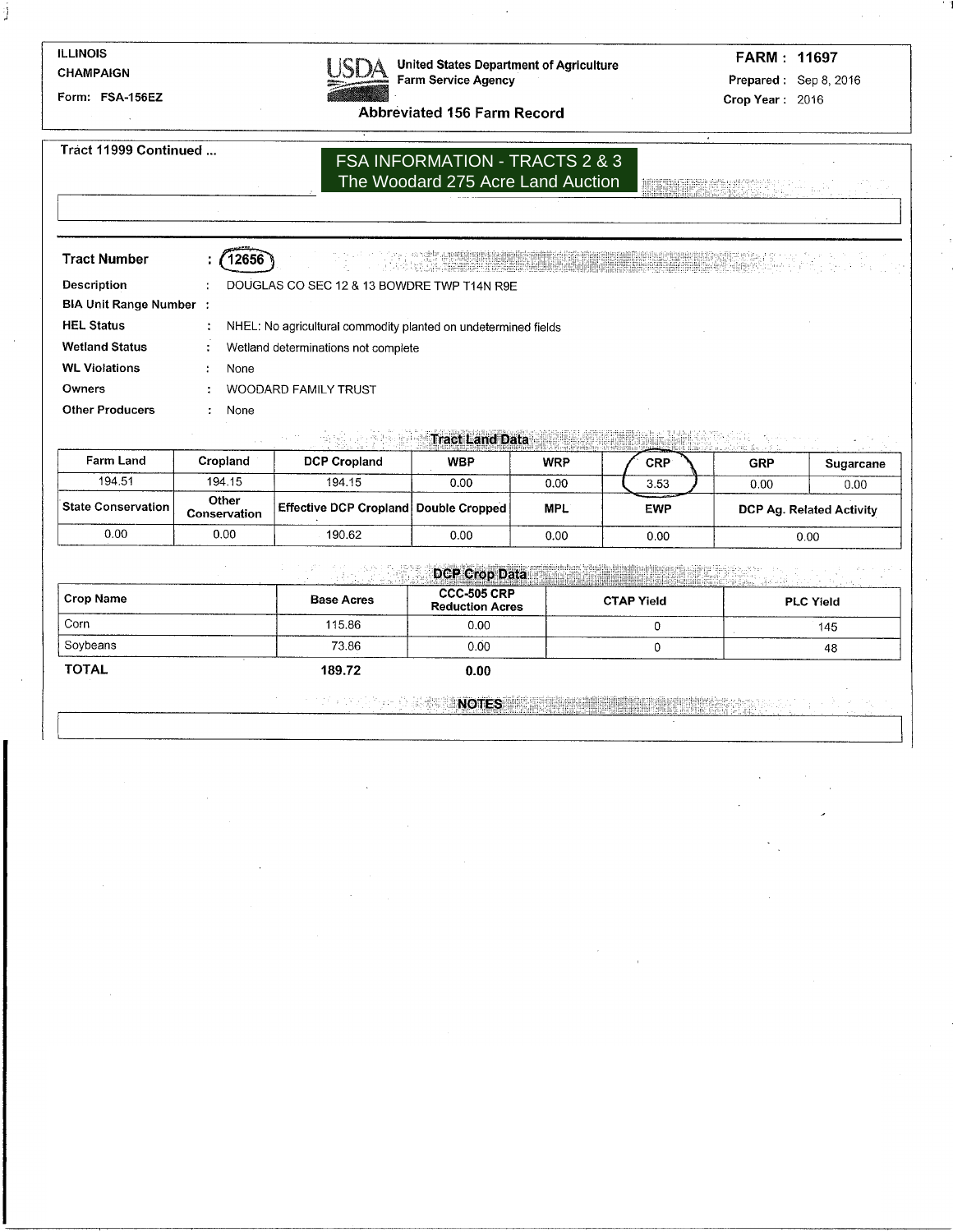ILLINOIS
CHAMPAIGN
Form: FSA-156EZ

**United States Department of Agriculture**
**Farm Service Agency**

**Abbreviated 156 Farm Record**

**FARM : 11697**
**Prepared :** Sep 8, 2016
**Crop Year :** 2016

**Tract 11999 Continued ...**

FSA INFORMATION - TRACTS 2 & 3
The Woodard 275 Acre Land Auction

| | | |
|---|---|---|
| **Tract Number** | : | 12656 |
| **Description** | : | DOUGLAS CO SEC 12 & 13 BOWDRE TWP T14N R9E |
| **BIA Unit Range Number** | : | |
| **HEL Status** | : | NHEL: No agricultural commodity planted on undetermined fields |
| **Wetland Status** | : | Wetland determinations not complete |
| **WL Violations** | : | None |
| **Owners** | : | WOODARD FAMILY TRUST |
| **Other Producers** | : | None |

**Tract Land Data**

| Farm Land | Cropland | DCP Cropland | WBP | WRP | CRP | GRP | Sugarcane |
|---|---|---|---|---|---|---|---|
| 194.51 | 194.15 | 194.15 | 0.00 | 0.00 | 3.53 | 0.00 | 0.00 |
| **State Conservation** | **Other Conservation** | **Effective DCP Cropland** | **Double Cropped** | **MPL** | **EWP** | **DCP Ag. Related Activity** | |
| 0.00 | 0.00 | 190.62 | 0.00 | 0.00 | 0.00 | 0.00 | |

**DCP Crop Data**

| Crop Name | Base Acres | CCC-505 CRP Reduction Acres | CTAP Yield | PLC Yield |
|---|---|---|---|---|
| Corn | 115.86 | 0.00 | 0 | 145 |
| Soybeans | 73.86 | 0.00 | 0 | 48 |
| **TOTAL** | **189.72** | **0.00** | | |

**NOTES**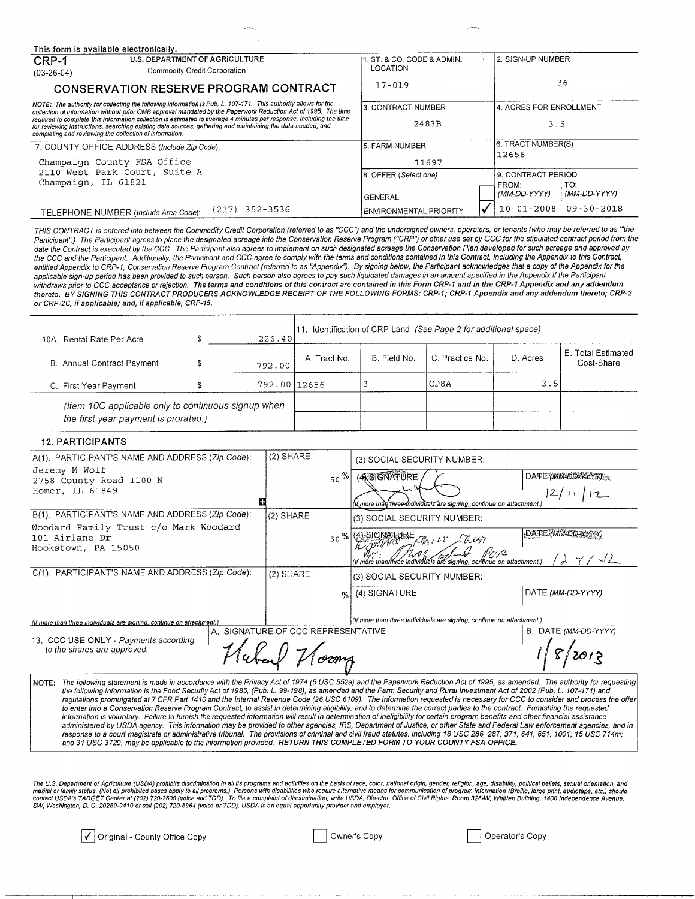This form is available electronically.

**CRP-1** (03-26-04) U.S. DEPARTMENT OF AGRICULTURE Commodity Credit Corporation

# CONSERVATION RESERVE PROGRAM CONTRACT

*NOTE: The authority for collecting the following information is Pub. L. 107-171. This authority allows for the collection of information without prior OMB approval mandated by the Paperwork Reduction Act of 1995. The time required to complete this information collection is estimated to average 4 minutes per response, including the time for reviewing instructions, searching existing data sources, gathering and maintaining the data needed, and completing and reviewing the collection of information.*

| Field | Value |
|---|---|
| 1. ST. & CO. CODE & ADMIN. LOCATION | 17-019 |
| 2. SIGN-UP NUMBER | 36 |
| 3. CONTRACT NUMBER | 2483B |
| 4. ACRES FOR ENROLLMENT | 3.5 |
| 5. FARM NUMBER | 11697 |
| 6. TRACT NUMBER(S) | 12656 |
| 8. OFFER (Select one) | GENERAL [ ] / ENVIRONMENTAL PRIORITY [✓] |
| 9. CONTRACT PERIOD FROM: (MM-DD-YYYY) | 10-01-2008 |
| 9. CONTRACT PERIOD TO: (MM-DD-YYYY) | 09-30-2018 |

7. COUNTY OFFICE ADDRESS (Include Zip Code):
Champaign County FSA Office
2110 West Park Court, Suite A
Champaign, IL 61821

TELEPHONE NUMBER (Include Area Code): (217) 352-3536

*THIS CONTRACT is entered into between the Commodity Credit Corporation (referred to as "CCC") and the undersigned owners, operators, or tenants (who may be referred to as "the Participant".) The Participant agrees to place the designated acreage into the Conservation Reserve Program ("CRP") or other use set by CCC for the stipulated contract period from the date the Contract is executed by the CCC. The Participant also agrees to implement on such designated acreage the Conservation Plan developed for such acreage and approved by the CCC and the Participant. Additionally, the Participant and CCC agree to comply with the terms and conditions contained in this Contract, including the Appendix to this Contract, entitled Appendix to CRP-1, Conservation Reserve Program Contract (referred to as "Appendix"). By signing below, the Participant acknowledges that a copy of the Appendix for the applicable sign-up period has been provided to such person. Such person also agrees to pay such liquidated damages in an amount specified in the Appendix if the Participant withdraws prior to CCC acceptance or rejection.* ***The terms and conditions of this contract are contained in this Form CRP-1 and in the CRP-1 Appendix and any addendum thereto. BY SIGNING THIS CONTRACT PRODUCERS ACKNOWLEDGE RECEIPT OF THE FOLLOWING FORMS: CRP-1; CRP-1 Appendix and any addendum thereto; CRP-2 or CRP-2C, if applicable; and, if applicable, CRP-15.***

| Item | Amount |
|---|---|
| 10A. Rental Rate Per Acre | $ 226.40 |
| B. Annual Contract Payment | $ 792.00 |
| C. First Year Payment | $ 792.00 |

*(Item 10C applicable only to continuous signup when the first year payment is prorated.)*

11. Identification of CRP Land *(See Page 2 for additional space)*

| A. Tract No. | B. Field No. | C. Practice No. | D. Acres | E. Total Estimated Cost-Share |
|---|---|---|---|---|
| 12656 | 3 | CP8A | 3.5 | |
| | | | | |
| | | | | |

## 12. PARTICIPANTS

| (1) Participant's Name and Address (Zip Code) | (2) Share | (3) Social Security Number | (4) Signature | Date (MM-DD-YYYY) |
|---|---|---|---|---|
| A. Jeremy M Wolf, 2758 County Road 1100 N, Homer, IL 61849 | 50 % | | [signature] | 12/11/12 |
| B. Woodard Family Trust c/o Mark Woodard, 101 Airlane Dr, Hookstown, PA 15050 | 50 % | | Woodard Family Trust By: [signature] POA | 12-7-12 |
| C. | % | | | |

*(If more than three individuals are signing, continue on attachment.)*

13. CCC USE ONLY - Payments according to the shares are approved.

A. SIGNATURE OF CCC REPRESENTATIVE: [signature]

B. DATE (MM-DD-YYYY): 1/8/2013

NOTE: *The following statement is made in accordance with the Privacy Act of 1974 (5 USC 552a) and the Paperwork Reduction Act of 1995, as amended. The authority for requesting the following information is the Food Security Act of 1985, (Pub. L. 99-198), as amended and the Farm Security and Rural Investment Act of 2002 (Pub. L. 107-171) and regulations promulgated at 7 CFR Part 1410 and the Internal Revenue Code (26 USC 6109). The information requested is necessary for CCC to consider and process the offer to enter into a Conservation Reserve Program Contract, to assist in determining eligibility, and to determine the correct parties to the contract. Furnishing the requested information is voluntary. Failure to furnish the requested information will result in determination of ineligibility for certain program benefits and other financial assistance administered by USDA agency. This information may be provided to other agencies, IRS, Department of Justice, or other State and Federal Law enforcement agencies, and in response to a court magistrate or administrative tribunal. The provisions of criminal and civil fraud statutes, including 18 USC 286, 287, 371, 641, 651, 1001; 15 USC 714m; and 31 USC 3729, may be applicable to the information provided. RETURN THIS COMPLETED FORM TO YOUR COUNTY FSA OFFICE.*

*The U.S. Department of Agriculture (USDA) prohibits discrimination in all its programs and activities on the basis of race, color, national origin, gender, religion, age, disability, political beliefs, sexual orientation, and marital or family status. (Not all prohibited bases apply to all programs.) Persons with disabilities who require alternative means for communication of program information (Braille, large print, audiotape, etc.) should contact USDA's TARGET Center at (202) 720-2600 (voice and TDD). To file a complaint of discrimination, write USDA, Director, Office of Civil Rights, Room 326-W, Whitten Building, 1400 Independence Avenue, SW, Washington, D. C. 20250-9410 or call (202) 720-5964 (voice or TDD). USDA is an equal opportunity provider and employer.*

[✓] Original - County Office Copy [ ] Owner's Copy [ ] Operator's Copy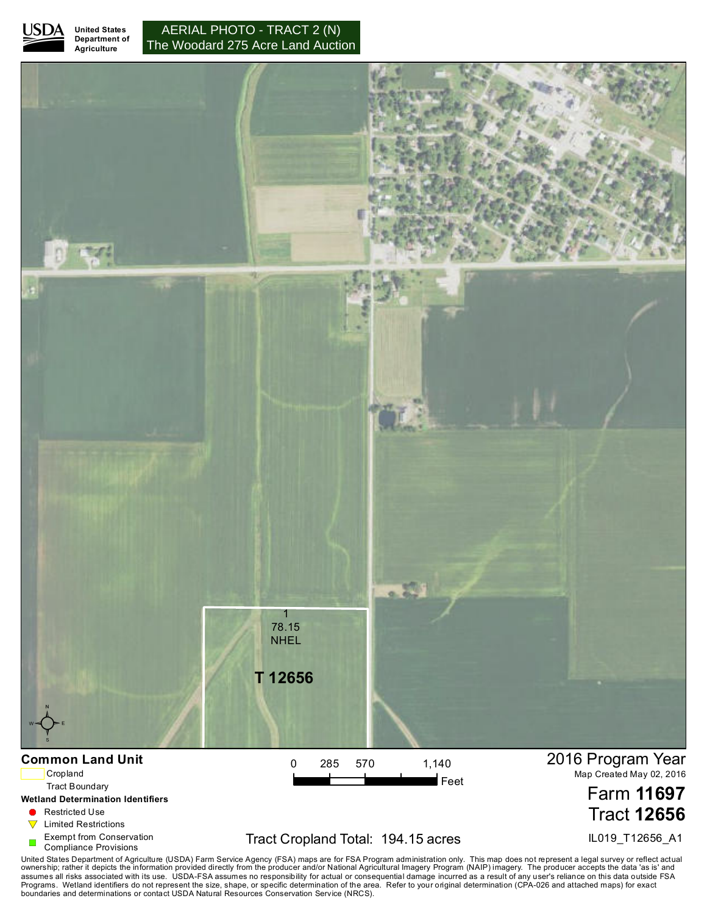USDA United States Department of Agriculture

# AERIAL PHOTO - TRACT 2 (N)
# The Woodard 275 Acre Land Auction

1
78.15
NHEL

T 12656

**Common Land Unit**

Cropland

Tract Boundary

**Wetland Determination Identifiers**

- Restricted Use
- Limited Restrictions
- Exempt from Conservation Compliance Provisions

0 285 570 1,140 Feet

Tract Cropland Total: 194.15 acres

2016 Program Year

Map Created May 02, 2016

Farm **11697**

Tract **12656**

IL019_T12656_A1

United States Department of Agriculture (USDA) Farm Service Agency (FSA) maps are for FSA Program administration only. This map does not represent a legal survey or reflect actual ownership; rather it depicts the information provided directly from the producer and/or National Agricultural Imagery Program (NAIP) imagery. The producer accepts the data 'as is' and assumes all risks associated with its use. USDA-FSA assumes no responsibility for actual or consequential damage incurred as a result of any user's reliance on this data outside FSA Programs. Wetland identifiers do not represent the size, shape, or specific determination of the area. Refer to your original determination (CPA-026 and attached maps) for exact boundaries and determinations or contact USDA Natural Resources Conservation Service (NRCS).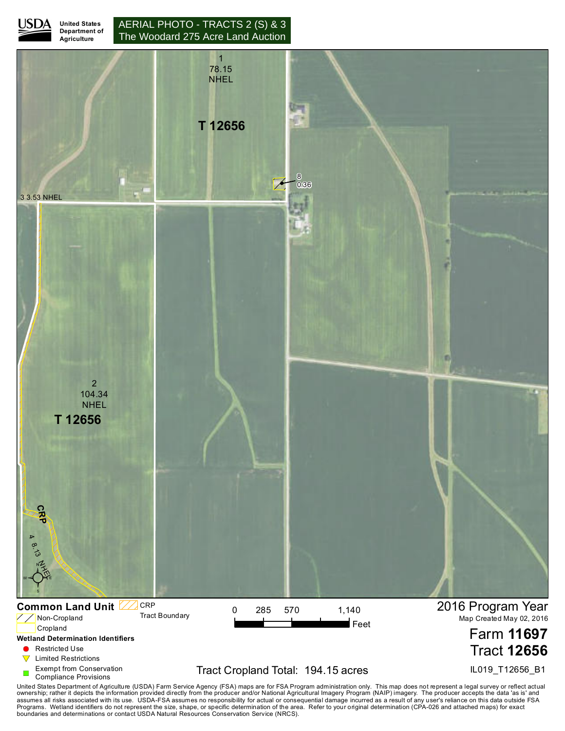USDA United States Department of Agriculture

# AERIAL PHOTO - TRACTS 2 (S) & 3
## The Woodard 275 Acre Land Auction

1
78.15
NHEL

T 12656

8
0.36

3 3.53 NHEL

2
104.34
NHEL

T 12656

CRP

4 8.13 NHEL

**Common Land Unit**

Non-Cropland

Cropland

CRP

Tract Boundary

**Wetland Determination Identifiers**

Restricted Use

Limited Restrictions

Exempt from Conservation Compliance Provisions

0 285 570 1,140 Feet

Tract Cropland Total: 194.15 acres

2016 Program Year

Map Created May 02, 2016

Farm **11697**

Tract **12656**

IL019_T12656_B1

United States Department of Agriculture (USDA) Farm Service Agency (FSA) maps are for FSA Program administration only. This map does not represent a legal survey or reflect actual ownership; rather it depicts the information provided directly from the producer and/or National Agricultural Imagery Program (NAIP) imagery. The producer accepts the data 'as is' and assumes all risks associated with its use. USDA-FSA assumes no responsibility for actual or consequential damage incurred as a result of any user's reliance on this data outside FSA Programs. Wetland identifiers do not represent the size, shape, or specific determination of the area. Refer to your original determination (CPA-026 and attached maps) for exact boundaries and determinations or contact USDA Natural Resources Conservation Service (NRCS).